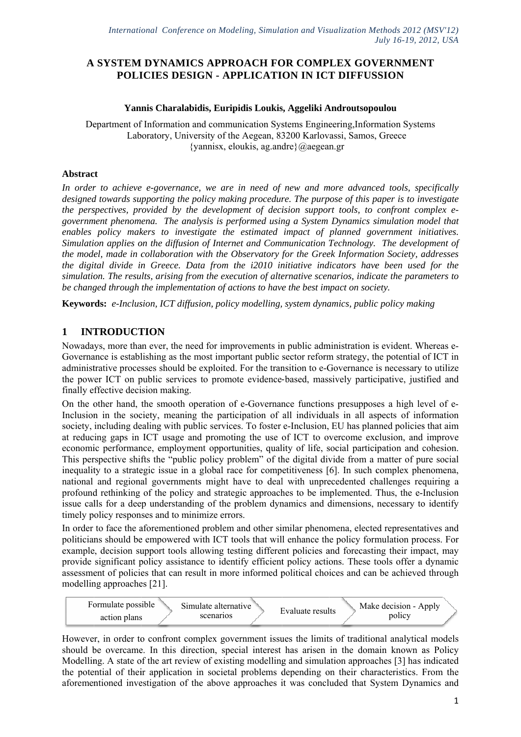# A SYSTEM DYNAMICS APPROACH FOR COMPLEX GOVERNMENT POLICIES DESIGN - APPLICATION IN ICT DIFFUSSION

**Yannis Charalabidis, Euripidis Loukis, Aggeliki Androutsopoulou**

Department of Information and communication Systems Engineering,Information Systems Laboratory, University of the Aegean, 83200 Karlovassi, Samos, Greece
{yannisx, eloukis, ag.andre}@aegean.gr

### Abstract

*In order to achieve e-governance, we are in need of new and more advanced tools, specifically designed towards supporting the policy making procedure. The purpose of this paper is to investigate the perspectives, provided by the development of decision support tools, to confront complex e-government phenomena. The analysis is performed using a System Dynamics simulation model that enables policy makers to investigate the estimated impact of planned government initiatives. Simulation applies on the diffusion of Internet and Communication Technology. The development of the model, made in collaboration with the Observatory for the Greek Information Society, addresses the digital divide in Greece. Data from the i2010 initiative indicators have been used for the simulation. The results, arising from the execution of alternative scenarios, indicate the parameters to be changed through the implementation of actions to have the best impact on society.*

**Keywords:** *e-Inclusion, ICT diffusion, policy modelling, system dynamics, public policy making*

## 1 INTRODUCTION

Nowadays, more than ever, the need for improvements in public administration is evident. Whereas e-Governance is establishing as the most important public sector reform strategy, the potential of ICT in administrative processes should be exploited. For the transition to e-Governance is necessary to utilize the power ICT on public services to promote evidence-based, massively participative, justified and finally effective decision making.

On the other hand, the smooth operation of e-Governance functions presupposes a high level of e-Inclusion in the society, meaning the participation of all individuals in all aspects of information society, including dealing with public services. To foster e-Inclusion, EU has planned policies that aim at reducing gaps in ICT usage and promoting the use of ICT to overcome exclusion, and improve economic performance, employment opportunities, quality of life, social participation and cohesion. This perspective shifts the "public policy problem" of the digital divide from a matter of pure social inequality to a strategic issue in a global race for competitiveness [6]. In such complex phenomena, national and regional governments might have to deal with unprecedented challenges requiring a profound rethinking of the policy and strategic approaches to be implemented. Thus, the e-Inclusion issue calls for a deep understanding of the problem dynamics and dimensions, necessary to identify timely policy responses and to minimize errors.

In order to face the aforementioned problem and other similar phenomena, elected representatives and politicians should be empowered with ICT tools that will enhance the policy formulation process. For example, decision support tools allowing testing different policies and forecasting their impact, may provide significant policy assistance to identify efficient policy actions. These tools offer a dynamic assessment of policies that can result in more informed political choices and can be achieved through modelling approaches [21].

Formulate possible action plans → Simulate alternative scenarios → Evaluate results → Make decision - Apply policy

However, in order to confront complex government issues the limits of traditional analytical models should be overcame. In this direction, special interest has arisen in the domain known as Policy Modelling. A state of the art review of existing modelling and simulation approaches [3] has indicated the potential of their application in societal problems depending on their characteristics. From the aforementioned investigation of the above approaches it was concluded that System Dynamics and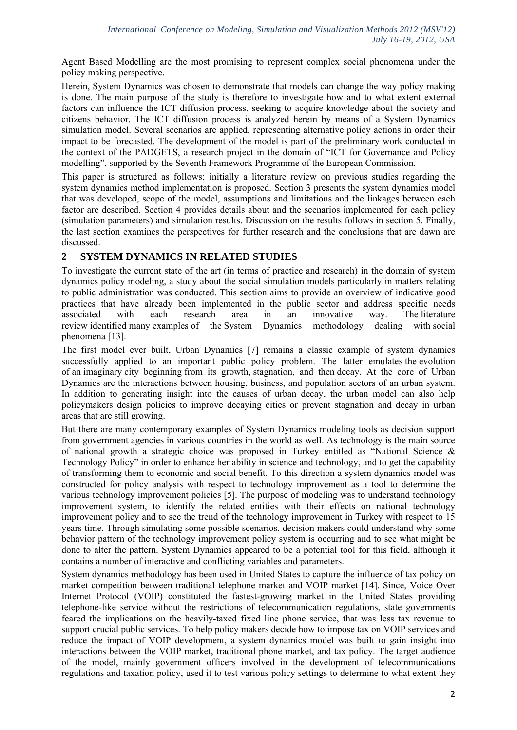Agent Based Modelling are the most promising to represent complex social phenomena under the policy making perspective.

Herein, System Dynamics was chosen to demonstrate that models can change the way policy making is done. The main purpose of the study is therefore to investigate how and to what extent external factors can influence the ICT diffusion process, seeking to acquire knowledge about the society and citizens behavior. The ICT diffusion process is analyzed herein by means of a System Dynamics simulation model. Several scenarios are applied, representing alternative policy actions in order their impact to be forecasted. The development of the model is part of the preliminary work conducted in the context of the PADGETS, a research project in the domain of "ICT for Governance and Policy modelling", supported by the Seventh Framework Programme of the European Commission.

This paper is structured as follows; initially a literature review on previous studies regarding the system dynamics method implementation is proposed. Section 3 presents the system dynamics model that was developed, scope of the model, assumptions and limitations and the linkages between each factor are described. Section 4 provides details about and the scenarios implemented for each policy (simulation parameters) and simulation results. Discussion on the results follows in section 5. Finally, the last section examines the perspectives for further research and the conclusions that are dawn are discussed.

## 2 SYSTEM DYNAMICS IN RELATED STUDIES

To investigate the current state of the art (in terms of practice and research) in the domain of system dynamics policy modeling, a study about the social simulation models particularly in matters relating to public administration was conducted. This section aims to provide an overview of indicative good practices that have already been implemented in the public sector and address specific needs associated with each research area in an innovative way. The literature review identified many examples of the System Dynamics methodology dealing with social phenomena [13].

The first model ever built, Urban Dynamics [7] remains a classic example of system dynamics successfully applied to an important public policy problem. The latter emulates the evolution of an imaginary city beginning from its growth, stagnation, and then decay. At the core of Urban Dynamics are the interactions between housing, business, and population sectors of an urban system. In addition to generating insight into the causes of urban decay, the urban model can also help policymakers design policies to improve decaying cities or prevent stagnation and decay in urban areas that are still growing.

But there are many contemporary examples of System Dynamics modeling tools as decision support from government agencies in various countries in the world as well. As technology is the main source of national growth a strategic choice was proposed in Turkey entitled as "National Science & Technology Policy" in order to enhance her ability in science and technology, and to get the capability of transforming them to economic and social benefit. To this direction a system dynamics model was constructed for policy analysis with respect to technology improvement as a tool to determine the various technology improvement policies [5]. The purpose of modeling was to understand technology improvement system, to identify the related entities with their effects on national technology improvement policy and to see the trend of the technology improvement in Turkey with respect to 15 years time. Through simulating some possible scenarios, decision makers could understand why some behavior pattern of the technology improvement policy system is occurring and to see what might be done to alter the pattern. System Dynamics appeared to be a potential tool for this field, although it contains a number of interactive and conflicting variables and parameters.

System dynamics methodology has been used in United States to capture the influence of tax policy on market competition between traditional telephone market and VOIP market [14]. Since, Voice Over Internet Protocol (VOIP) constituted the fastest-growing market in the United States providing telephone-like service without the restrictions of telecommunication regulations, state governments feared the implications on the heavily-taxed fixed line phone service, that was less tax revenue to support crucial public services. To help policy makers decide how to impose tax on VOIP services and reduce the impact of VOIP development, a system dynamics model was built to gain insight into interactions between the VOIP market, traditional phone market, and tax policy. The target audience of the model, mainly government officers involved in the development of telecommunications regulations and taxation policy, used it to test various policy settings to determine to what extent they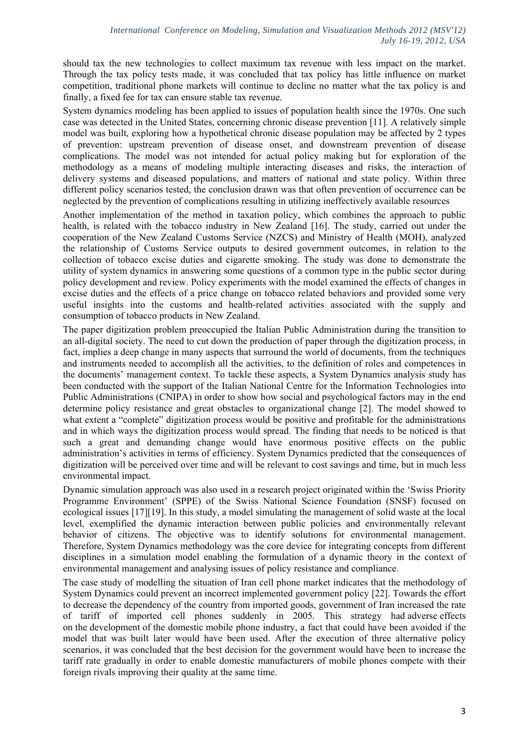should tax the new technologies to collect maximum tax revenue with less impact on the market. Through the tax policy tests made, it was concluded that tax policy has little influence on market competition, traditional phone markets will continue to decline no matter what the tax policy is and finally, a fixed fee for tax can ensure stable tax revenue.

System dynamics modeling has been applied to issues of population health since the 1970s. One such case was detected in the United States, concerning chronic disease prevention [11]. A relatively simple model was built, exploring how a hypothetical chronic disease population may be affected by 2 types of prevention: upstream prevention of disease onset, and downstream prevention of disease complications. The model was not intended for actual policy making but for exploration of the methodology as a means of modeling multiple interacting diseases and risks, the interaction of delivery systems and diseased populations, and matters of national and state policy. Within three different policy scenarios tested, the conclusion drawn was that often prevention of occurrence can be neglected by the prevention of complications resulting in utilizing ineffectively available resources

Another implementation of the method in taxation policy, which combines the approach to public health, is related with the tobacco industry in New Zealand [16]. The study, carried out under the cooperation of the New Zealand Customs Service (NZCS) and Ministry of Health (MOH), analyzed the relationship of Customs Service outputs to desired government outcomes, in relation to the collection of tobacco excise duties and cigarette smoking. The study was done to demonstrate the utility of system dynamics in answering some questions of a common type in the public sector during policy development and review. Policy experiments with the model examined the effects of changes in excise duties and the effects of a price change on tobacco related behaviors and provided some very useful insights into the customs and health-related activities associated with the supply and consumption of tobacco products in New Zealand.

The paper digitization problem preoccupied the Italian Public Administration during the transition to an all-digital society. The need to cut down the production of paper through the digitization process, in fact, implies a deep change in many aspects that surround the world of documents, from the techniques and instruments needed to accomplish all the activities, to the definition of roles and competences in the documents' management context. To tackle these aspects, a System Dynamics analysis study has been conducted with the support of the Italian National Centre for the Information Technologies into Public Administrations (CNIPA) in order to show how social and psychological factors may in the end determine policy resistance and great obstacles to organizational change [2]. The model showed to what extent a "complete" digitization process would be positive and profitable for the administrations and in which ways the digitization process would spread. The finding that needs to be noticed is that such a great and demanding change would have enormous positive effects on the public administration's activities in terms of efficiency. System Dynamics predicted that the consequences of digitization will be perceived over time and will be relevant to cost savings and time, but in much less environmental impact.

Dynamic simulation approach was also used in a research project originated within the 'Swiss Priority Programme Environment' (SPPE) of the Swiss National Science Foundation (SNSF) focused on ecological issues [17][19]. In this study, a model simulating the management of solid waste at the local level, exemplified the dynamic interaction between public policies and environmentally relevant behavior of citizens. The objective was to identify solutions for environmental management. Therefore, System Dynamics methodology was the core device for integrating concepts from different disciplines in a simulation model enabling the formulation of a dynamic theory in the context of environmental management and analysing issues of policy resistance and compliance.

The case study of modelling the situation of Iran cell phone market indicates that the methodology of System Dynamics could prevent an incorrect implemented government policy [22]. Towards the effort to decrease the dependency of the country from imported goods, government of Iran increased the rate of tariff of imported cell phones suddenly in 2005. This strategy had adverse effects on the development of the domestic mobile phone industry, a fact that could have been avoided if the model that was built later would have been used. After the execution of three alternative policy scenarios, it was concluded that the best decision for the government would have been to increase the tariff rate gradually in order to enable domestic manufacturers of mobile phones compete with their foreign rivals improving their quality at the same time.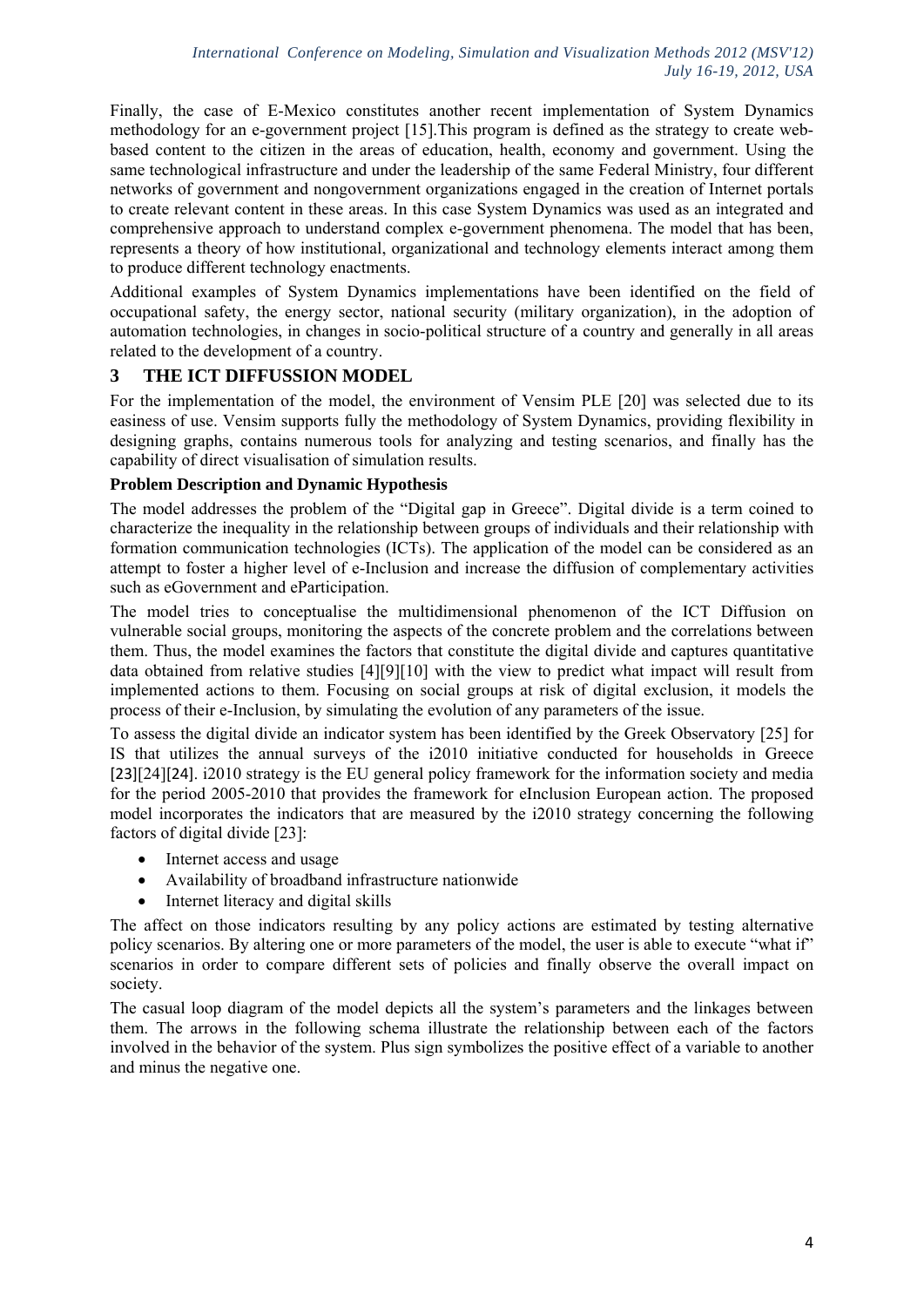Finally, the case of E-Mexico constitutes another recent implementation of System Dynamics methodology for an e-government project [15].This program is defined as the strategy to create web-based content to the citizen in the areas of education, health, economy and government. Using the same technological infrastructure and under the leadership of the same Federal Ministry, four different networks of government and nongovernment organizations engaged in the creation of Internet portals to create relevant content in these areas. In this case System Dynamics was used as an integrated and comprehensive approach to understand complex e-government phenomena. The model that has been, represents a theory of how institutional, organizational and technology elements interact among them to produce different technology enactments.

Additional examples of System Dynamics implementations have been identified on the field of occupational safety, the energy sector, national security (military organization), in the adoption of automation technologies, in changes in socio-political structure of a country and generally in all areas related to the development of a country.

## 3 THE ICT DIFFUSSION MODEL

For the implementation of the model, the environment of Vensim PLE [20] was selected due to its easiness of use. Vensim supports fully the methodology of System Dynamics, providing flexibility in designing graphs, contains numerous tools for analyzing and testing scenarios, and finally has the capability of direct visualisation of simulation results.

**Problem Description and Dynamic Hypothesis**

The model addresses the problem of the "Digital gap in Greece". Digital divide is a term coined to characterize the inequality in the relationship between groups of individuals and their relationship with formation communication technologies (ICTs). The application of the model can be considered as an attempt to foster a higher level of e-Inclusion and increase the diffusion of complementary activities such as eGovernment and eParticipation.

The model tries to conceptualise the multidimensional phenomenon of the ICT Diffusion on vulnerable social groups, monitoring the aspects of the concrete problem and the correlations between them. Thus, the model examines the factors that constitute the digital divide and captures quantitative data obtained from relative studies [4][9][10] with the view to predict what impact will result from implemented actions to them. Focusing on social groups at risk of digital exclusion, it models the process of their e-Inclusion, by simulating the evolution of any parameters of the issue.

To assess the digital divide an indicator system has been identified by the Greek Observatory [25] for IS that utilizes the annual surveys of the i2010 initiative conducted for households in Greece [23][24][24]. i2010 strategy is the EU general policy framework for the information society and media for the period 2005-2010 that provides the framework for eInclusion European action. The proposed model incorporates the indicators that are measured by the i2010 strategy concerning the following factors of digital divide [23]:

- Internet access and usage
- Availability of broadband infrastructure nationwide
- Internet literacy and digital skills

The affect on those indicators resulting by any policy actions are estimated by testing alternative policy scenarios. By altering one or more parameters of the model, the user is able to execute "what if" scenarios in order to compare different sets of policies and finally observe the overall impact on society.

The casual loop diagram of the model depicts all the system's parameters and the linkages between them. The arrows in the following schema illustrate the relationship between each of the factors involved in the behavior of the system. Plus sign symbolizes the positive effect of a variable to another and minus the negative one.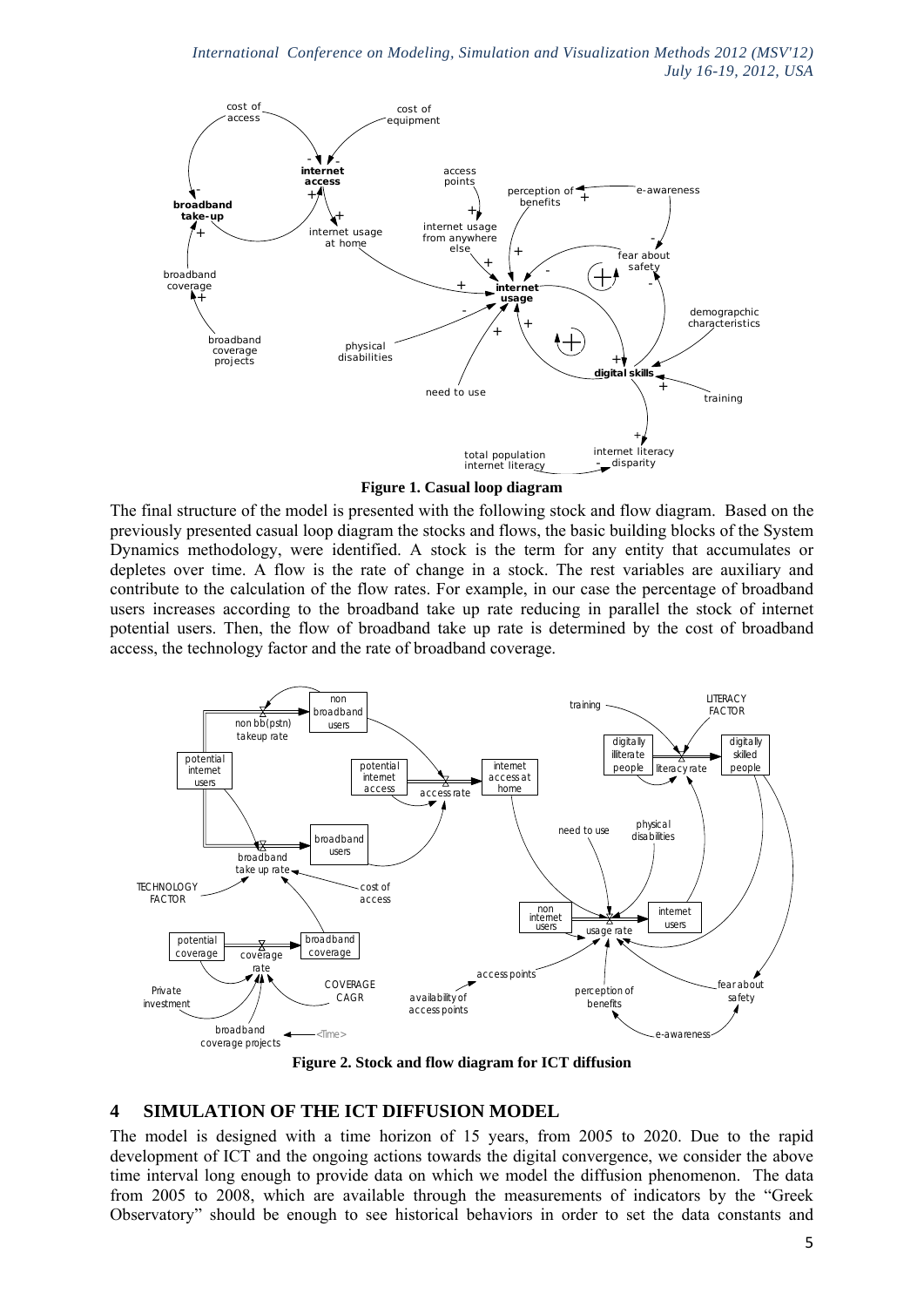**Figure 1. Casual loop diagram**

The final structure of the model is presented with the following stock and flow diagram. Based on the previously presented casual loop diagram the stocks and flows, the basic building blocks of the System Dynamics methodology, were identified. A stock is the term for any entity that accumulates or depletes over time. A flow is the rate of change in a stock. The rest variables are auxiliary and contribute to the calculation of the flow rates. For example, in our case the percentage of broadband users increases according to the broadband take up rate reducing in parallel the stock of internet potential users. Then, the flow of broadband take up rate is determined by the cost of broadband access, the technology factor and the rate of broadband coverage.

**Figure 2. Stock and flow diagram for ICT diffusion**

## 4 SIMULATION OF THE ICT DIFFUSION MODEL

The model is designed with a time horizon of 15 years, from 2005 to 2020. Due to the rapid development of ICT and the ongoing actions towards the digital convergence, we consider the above time interval long enough to provide data on which we model the diffusion phenomenon. The data from 2005 to 2008, which are available through the measurements of indicators by the "Greek Observatory" should be enough to see historical behaviors in order to set the data constants and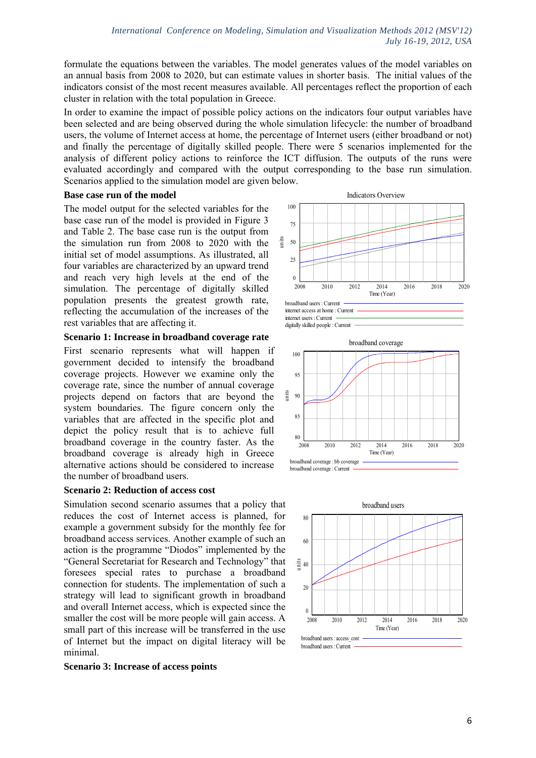formulate the equations between the variables. The model generates values of the model variables on an annual basis from 2008 to 2020, but can estimate values in shorter basis. The initial values of the indicators consist of the most recent measures available. All percentages reflect the proportion of each cluster in relation with the total population in Greece.

In order to examine the impact of possible policy actions on the indicators four output variables have been selected and are being observed during the whole simulation lifecycle: the number of broadband users, the volume of Internet access at home, the percentage of Internet users (either broadband or not) and finally the percentage of digitally skilled people. There were 5 scenarios implemented for the analysis of different policy actions to reinforce the ICT diffusion. The outputs of the runs were evaluated accordingly and compared with the output corresponding to the base run simulation. Scenarios applied to the simulation model are given below.

**Base case run of the model**

The model output for the selected variables for the base case run of the model is provided in Figure 3 and Table 2. The base case run is the output from the simulation run from 2008 to 2020 with the initial set of model assumptions. As illustrated, all four variables are characterized by an upward trend and reach very high levels at the end of the simulation. The percentage of digitally skilled population presents the greatest growth rate, reflecting the accumulation of the increases of the rest variables that are affecting it.

**Scenario 1: Increase in broadband coverage rate**

First scenario represents what will happen if government decided to intensify the broadband coverage projects. However we examine only the coverage rate, since the number of annual coverage projects depend on factors that are beyond the system boundaries. The figure concern only the variables that are affected in the specific plot and depict the policy result that is to achieve full broadband coverage in the country faster. As the broadband coverage is already high in Greece alternative actions should be considered to increase the number of broadband users.

**Scenario 2: Reduction of access cost**

Simulation second scenario assumes that a policy that reduces the cost of Internet access is planned, for example a government subsidy for the monthly fee for broadband access services. Another example of such an action is the programme "Diodos" implemented by the "General Secretariat for Research and Technology" that foresees special rates to purchase a broadband connection for students. The implementation of such a strategy will lead to significant growth in broadband and overall Internet access, which is expected since the smaller the cost will be more people will gain access. A small part of this increase will be transferred in the use of Internet but the impact on digital literacy will be minimal.

**Scenario 3: Increase of access points**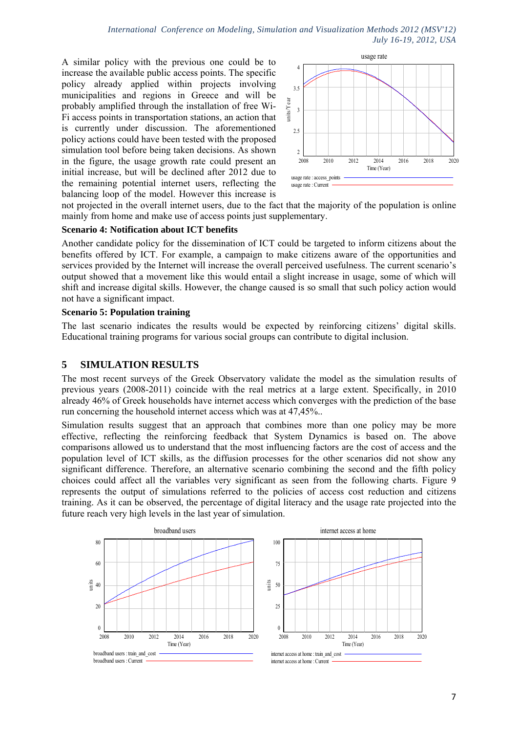A similar policy with the previous one could be to increase the available public access points. The specific policy already applied within projects involving municipalities and regions in Greece and will be probably amplified through the installation of free Wi-Fi access points in transportation stations, an action that is currently under discussion. The aforementioned policy actions could have been tested with the proposed simulation tool before being taken decisions. As shown in the figure, the usage growth rate could present an initial increase, but will be declined after 2012 due to the remaining potential internet users, reflecting the balancing loop of the model. However this increase is not projected in the overall internet users, due to the fact that the majority of the population is online mainly from home and make use of access points just supplementary.

**Scenario 4: Notification about ICT benefits**

Another candidate policy for the dissemination of ICT could be targeted to inform citizens about the benefits offered by ICT. For example, a campaign to make citizens aware of the opportunities and services provided by the Internet will increase the overall perceived usefulness. The current scenario's output showed that a movement like this would entail a slight increase in usage, some of which will shift and increase digital skills. However, the change caused is so small that such policy action would not have a significant impact.

**Scenario 5: Population training**

The last scenario indicates the results would be expected by reinforcing citizens' digital skills. Educational training programs for various social groups can contribute to digital inclusion.

## 5 SIMULATION RESULTS

The most recent surveys of the Greek Observatory validate the model as the simulation results of previous years (2008-2011) coincide with the real metrics at a large extent. Specifically, in 2010 already 46% of Greek households have internet access which converges with the prediction of the base run concerning the household internet access which was at 47,45%..

Simulation results suggest that an approach that combines more than one policy may be more effective, reflecting the reinforcing feedback that System Dynamics is based on. The above comparisons allowed us to understand that the most influencing factors are the cost of access and the population level of ICT skills, as the diffusion processes for the other scenarios did not show any significant difference. Therefore, an alternative scenario combining the second and the fifth policy choices could affect all the variables very significant as seen from the following charts. Figure 9 represents the output of simulations referred to the policies of access cost reduction and citizens training. As it can be observed, the percentage of digital literacy and the usage rate projected into the future reach very high levels in the last year of simulation.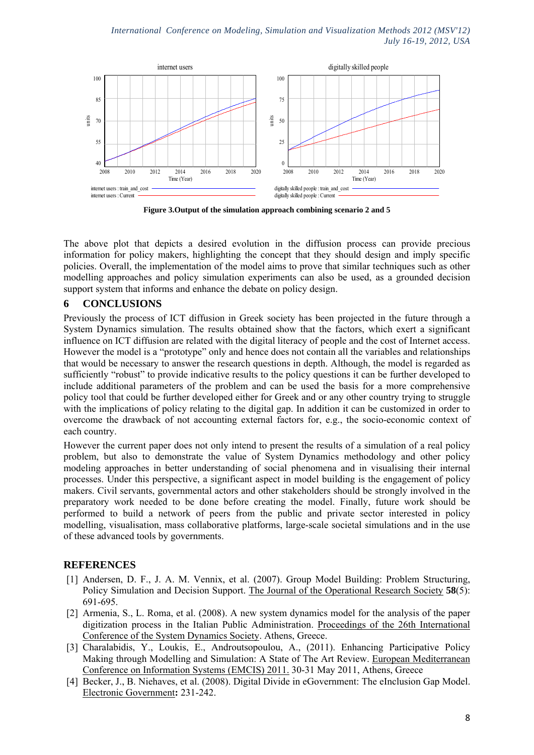Figure 3.Output of the simulation approach combining scenario 2 and 5

The above plot that depicts a desired evolution in the diffusion process can provide precious information for policy makers, highlighting the concept that they should design and imply specific policies. Overall, the implementation of the model aims to prove that similar techniques such as other modelling approaches and policy simulation experiments can also be used, as a grounded decision support system that informs and enhance the debate on policy design.

# 6 CONCLUSIONS

Previously the process of ICT diffusion in Greek society has been projected in the future through a System Dynamics simulation. The results obtained show that the factors, which exert a significant influence on ICT diffusion are related with the digital literacy of people and the cost of Internet access. However the model is a "prototype" only and hence does not contain all the variables and relationships that would be necessary to answer the research questions in depth. Although, the model is regarded as sufficiently "robust" to provide indicative results to the policy questions it can be further developed to include additional parameters of the problem and can be used the basis for a more comprehensive policy tool that could be further developed either for Greek and or any other country trying to struggle with the implications of policy relating to the digital gap. In addition it can be customized in order to overcome the drawback of not accounting external factors for, e.g., the socio-economic context of each country.

However the current paper does not only intend to present the results of a simulation of a real policy problem, but also to demonstrate the value of System Dynamics methodology and other policy modeling approaches in better understanding of social phenomena and in visualising their internal processes. Under this perspective, a significant aspect in model building is the engagement of policy makers. Civil servants, governmental actors and other stakeholders should be strongly involved in the preparatory work needed to be done before creating the model. Finally, future work should be performed to build a network of peers from the public and private sector interested in policy modelling, visualisation, mass collaborative platforms, large-scale societal simulations and in the use of these advanced tools by governments.

# REFERENCES

[1] Andersen, D. F., J. A. M. Vennix, et al. (2007). Group Model Building: Problem Structuring, Policy Simulation and Decision Support. The Journal of the Operational Research Society **58**(5): 691-695.

[2] Armenia, S., L. Roma, et al. (2008). A new system dynamics model for the analysis of the paper digitization process in the Italian Public Administration. Proceedings of the 26th International Conference of the System Dynamics Society. Athens, Greece.

[3] Charalabidis, Y., Loukis, E., Androutsopoulou, A., (2011). Enhancing Participative Policy Making through Modelling and Simulation: A State of The Art Review. European Mediterranean Conference on Information Systems (EMCIS) 2011. 30-31 May 2011, Athens, Greece

[4] Becker, J., B. Niehaves, et al. (2008). Digital Divide in eGovernment: The eInclusion Gap Model. Electronic Government**:** 231-242.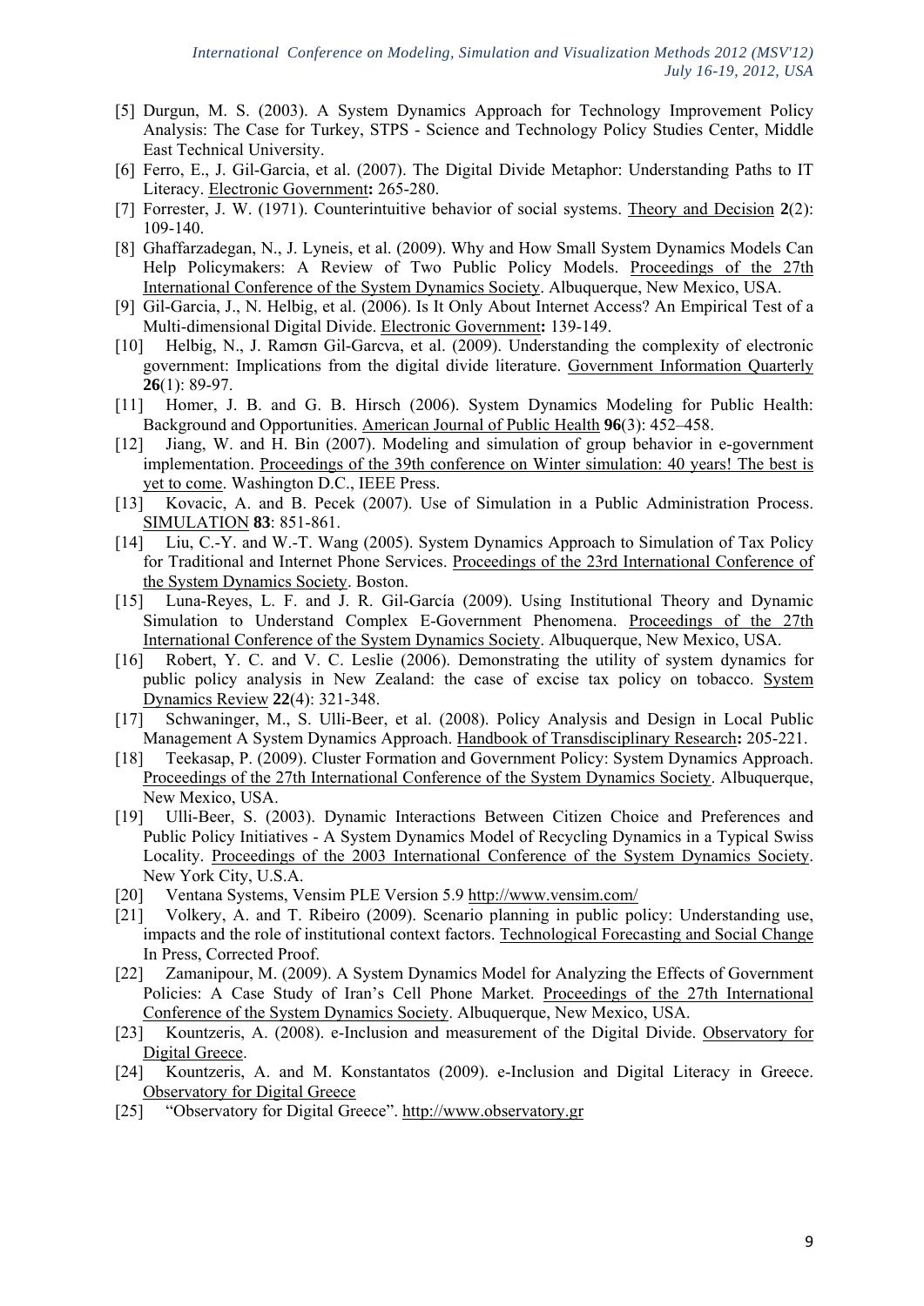[5] Durgun, M. S. (2003). A System Dynamics Approach for Technology Improvement Policy Analysis: The Case for Turkey, STPS - Science and Technology Policy Studies Center, Middle East Technical University.

[6] Ferro, E., J. Gil-Garcia, et al. (2007). The Digital Divide Metaphor: Understanding Paths to IT Literacy. Electronic Government**:** 265-280.

[7] Forrester, J. W. (1971). Counterintuitive behavior of social systems. Theory and Decision **2**(2): 109-140.

[8] Ghaffarzadegan, N., J. Lyneis, et al. (2009). Why and How Small System Dynamics Models Can Help Policymakers: A Review of Two Public Policy Models. Proceedings of the 27th International Conference of the System Dynamics Society. Albuquerque, New Mexico, USA.

[9] Gil-Garcia, J., N. Helbig, et al. (2006). Is It Only About Internet Access? An Empirical Test of a Multi-dimensional Digital Divide. Electronic Government**:** 139-149.

[10] Helbig, N., J. Ramσn Gil-Garcνa, et al. (2009). Understanding the complexity of electronic government: Implications from the digital divide literature. Government Information Quarterly **26**(1): 89-97.

[11] Homer, J. B. and G. B. Hirsch (2006). System Dynamics Modeling for Public Health: Background and Opportunities. American Journal of Public Health **96**(3): 452–458.

[12] Jiang, W. and H. Bin (2007). Modeling and simulation of group behavior in e-government implementation. Proceedings of the 39th conference on Winter simulation: 40 years! The best is yet to come. Washington D.C., IEEE Press.

[13] Kovacic, A. and B. Pecek (2007). Use of Simulation in a Public Administration Process. SIMULATION **83**: 851-861.

[14] Liu, C.-Y. and W.-T. Wang (2005). System Dynamics Approach to Simulation of Tax Policy for Traditional and Internet Phone Services. Proceedings of the 23rd International Conference of the System Dynamics Society. Boston.

[15] Luna-Reyes, L. F. and J. R. Gil-García (2009). Using Institutional Theory and Dynamic Simulation to Understand Complex E-Government Phenomena. Proceedings of the 27th International Conference of the System Dynamics Society. Albuquerque, New Mexico, USA.

[16] Robert, Y. C. and V. C. Leslie (2006). Demonstrating the utility of system dynamics for public policy analysis in New Zealand: the case of excise tax policy on tobacco. System Dynamics Review **22**(4): 321-348.

[17] Schwaninger, M., S. Ulli-Beer, et al. (2008). Policy Analysis and Design in Local Public Management A System Dynamics Approach. Handbook of Transdisciplinary Research**:** 205-221.

[18] Teekasap, P. (2009). Cluster Formation and Government Policy: System Dynamics Approach. Proceedings of the 27th International Conference of the System Dynamics Society. Albuquerque, New Mexico, USA.

[19] Ulli-Beer, S. (2003). Dynamic Interactions Between Citizen Choice and Preferences and Public Policy Initiatives - A System Dynamics Model of Recycling Dynamics in a Typical Swiss Locality. Proceedings of the 2003 International Conference of the System Dynamics Society. New York City, U.S.A.

[20] Ventana Systems, Vensim PLE Version 5.9 http://www.vensim.com/

[21] Volkery, A. and T. Ribeiro (2009). Scenario planning in public policy: Understanding use, impacts and the role of institutional context factors. Technological Forecasting and Social Change In Press, Corrected Proof.

[22] Zamanipour, M. (2009). A System Dynamics Model for Analyzing the Effects of Government Policies: A Case Study of Iran's Cell Phone Market. Proceedings of the 27th International Conference of the System Dynamics Society. Albuquerque, New Mexico, USA.

[23] Kountzeris, A. (2008). e-Inclusion and measurement of the Digital Divide. Observatory for Digital Greece.

[24] Kountzeris, A. and M. Konstantatos (2009). e-Inclusion and Digital Literacy in Greece. Observatory for Digital Greece

[25] "Observatory for Digital Greece". http://www.observatory.gr